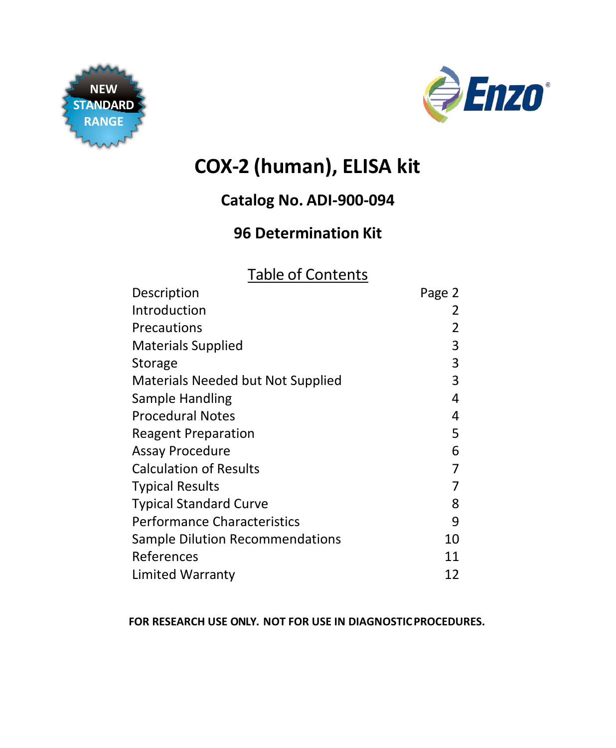NEW STANDARD RANGE

Enzo®

# COX-2 (human), ELISA kit

## Catalog No. ADI-900-094

## 96 Determination Kit

### Table of Contents

| | |
|---|---|
| Description | Page 2 |
| Introduction | 2 |
| Precautions | 2 |
| Materials Supplied | 3 |
| Storage | 3 |
| Materials Needed but Not Supplied | 3 |
| Sample Handling | 4 |
| Procedural Notes | 4 |
| Reagent Preparation | 5 |
| Assay Procedure | 6 |
| Calculation of Results | 7 |
| Typical Results | 7 |
| Typical Standard Curve | 8 |
| Performance Characteristics | 9 |
| Sample Dilution Recommendations | 10 |
| References | 11 |
| Limited Warranty | 12 |

**FOR RESEARCH USE ONLY. NOT FOR USE IN DIAGNOSTIC PROCEDURES.**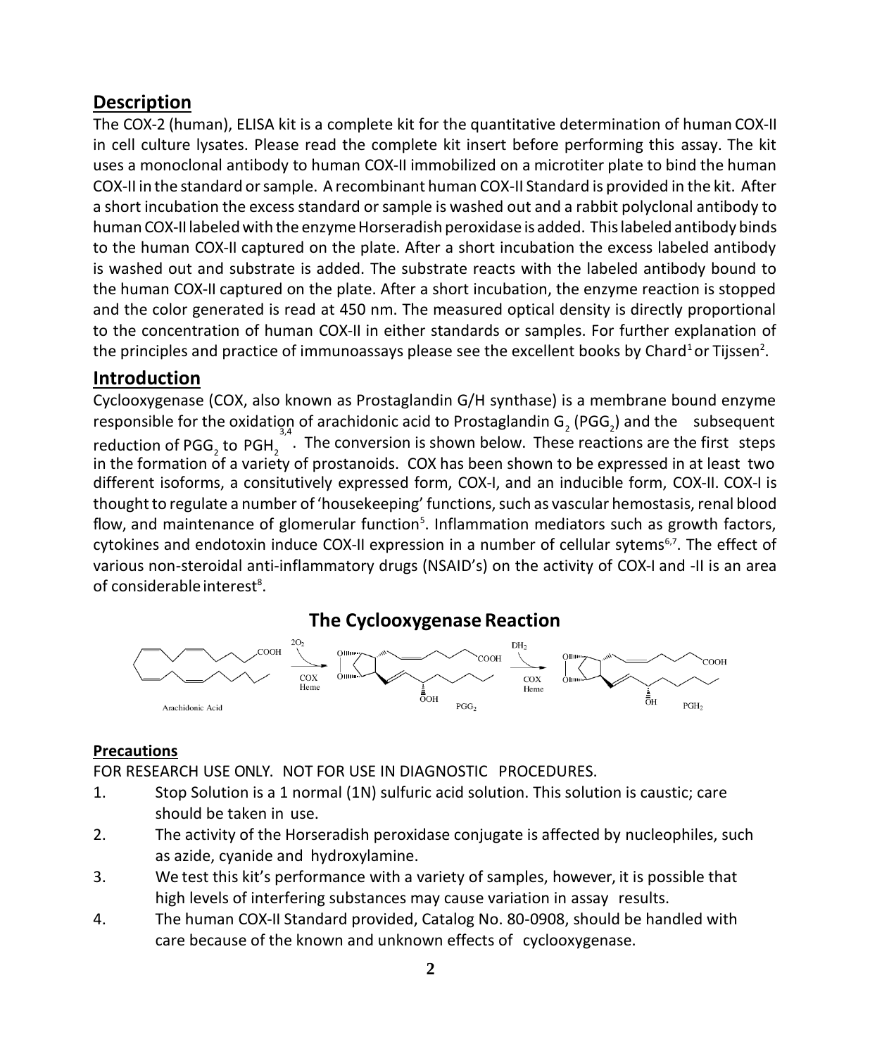## Description

The COX-2 (human), ELISA kit is a complete kit for the quantitative determination of human COX-II in cell culture lysates. Please read the complete kit insert before performing this assay. The kit uses a monoclonal antibody to human COX-II immobilized on a microtiter plate to bind the human COX-II in the standard or sample. A recombinant human COX-II Standard is provided in the kit. After a short incubation the excess standard or sample is washed out and a rabbit polyclonal antibody to human COX-II labeled with the enzyme Horseradish peroxidase is added. This labeled antibody binds to the human COX-II captured on the plate. After a short incubation the excess labeled antibody is washed out and substrate is added. The substrate reacts with the labeled antibody bound to the human COX-II captured on the plate. After a short incubation, the enzyme reaction is stopped and the color generated is read at 450 nm. The measured optical density is directly proportional to the concentration of human COX-II in either standards or samples. For further explanation of the principles and practice of immunoassays please see the excellent books by Chard[1] or Tijssen[2].

## Introduction

Cyclooxygenase (COX, also known as Prostaglandin G/H synthase) is a membrane bound enzyme responsible for the oxidation of arachidonic acid to Prostaglandin $G_2$ ($PGG_2$) and the subsequent reduction of $PGG_2$ to $PGH_2$[3,4]. The conversion is shown below. These reactions are the first steps in the formation of a variety of prostanoids. COX has been shown to be expressed in at least two different isoforms, a consitutively expressed form, COX-I, and an inducible form, COX-II. COX-I is thought to regulate a number of 'housekeeping' functions, such as vascular hemostasis, renal blood flow, and maintenance of glomerular function[5]. Inflammation mediators such as growth factors, cytokines and endotoxin induce COX-II expression in a number of cellular sytems[6,7]. The effect of various non-steroidal anti-inflammatory drugs (NSAID's) on the activity of COX-I and -II is an area of considerable interest[8].

### The Cyclooxygenase Reaction

Arachidonic Acid → ($2O_2$; COX, Heme) → $PGG_2$ → ($DH_2$; COX, Heme) → $PGH_2$

### Precautions

FOR RESEARCH USE ONLY. NOT FOR USE IN DIAGNOSTIC PROCEDURES.

1. Stop Solution is a 1 normal (1N) sulfuric acid solution. This solution is caustic; care should be taken in use.
2. The activity of the Horseradish peroxidase conjugate is affected by nucleophiles, such as azide, cyanide and hydroxylamine.
3. We test this kit's performance with a variety of samples, however, it is possible that high levels of interfering substances may cause variation in assay results.
4. The human COX-II Standard provided, Catalog No. 80-0908, should be handled with care because of the known and unknown effects of cyclooxygenase.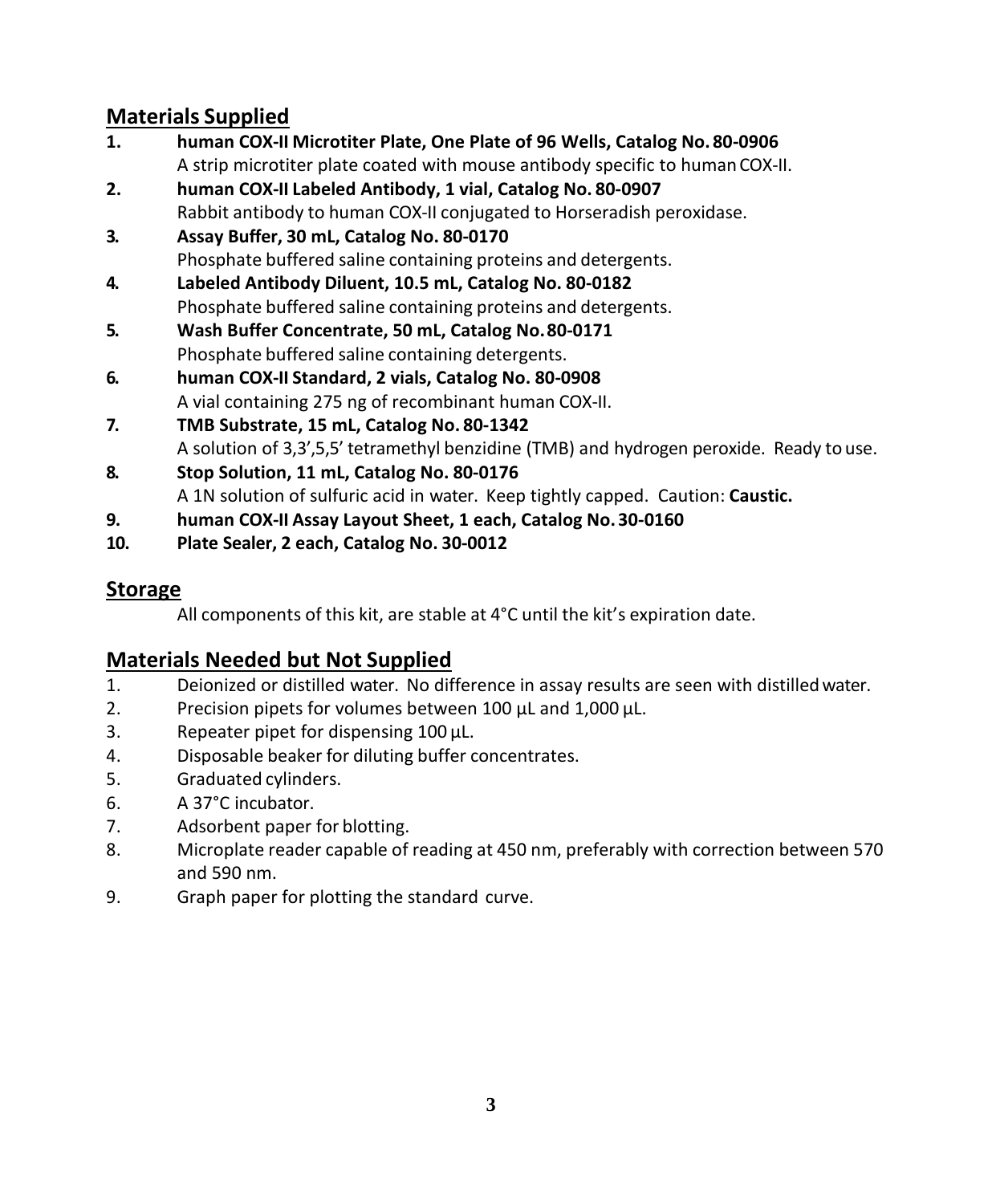## Materials Supplied

1. **human COX-II Microtiter Plate, One Plate of 96 Wells, Catalog No. 80-0906**
   A strip microtiter plate coated with mouse antibody specific to human COX-II.
2. **human COX-II Labeled Antibody, 1 vial, Catalog No. 80-0907**
   Rabbit antibody to human COX-II conjugated to Horseradish peroxidase.
3. **Assay Buffer, 30 mL, Catalog No. 80-0170**
   Phosphate buffered saline containing proteins and detergents.
4. **Labeled Antibody Diluent, 10.5 mL, Catalog No. 80-0182**
   Phosphate buffered saline containing proteins and detergents.
5. **Wash Buffer Concentrate, 50 mL, Catalog No. 80-0171**
   Phosphate buffered saline containing detergents.
6. **human COX-II Standard, 2 vials, Catalog No. 80-0908**
   A vial containing 275 ng of recombinant human COX-II.
7. **TMB Substrate, 15 mL, Catalog No. 80-1342**
   A solution of 3,3',5,5' tetramethyl benzidine (TMB) and hydrogen peroxide. Ready to use.
8. **Stop Solution, 11 mL, Catalog No. 80-0176**
   A 1N solution of sulfuric acid in water. Keep tightly capped. Caution: **Caustic.**
9. **human COX-II Assay Layout Sheet, 1 each, Catalog No. 30-0160**
10. **Plate Sealer, 2 each, Catalog No. 30-0012**

## Storage

All components of this kit, are stable at 4°C until the kit's expiration date.

## Materials Needed but Not Supplied

1. Deionized or distilled water. No difference in assay results are seen with distilled water.
2. Precision pipets for volumes between 100 µL and 1,000 µL.
3. Repeater pipet for dispensing 100 µL.
4. Disposable beaker for diluting buffer concentrates.
5. Graduated cylinders.
6. A 37°C incubator.
7. Adsorbent paper for blotting.
8. Microplate reader capable of reading at 450 nm, preferably with correction between 570 and 590 nm.
9. Graph paper for plotting the standard curve.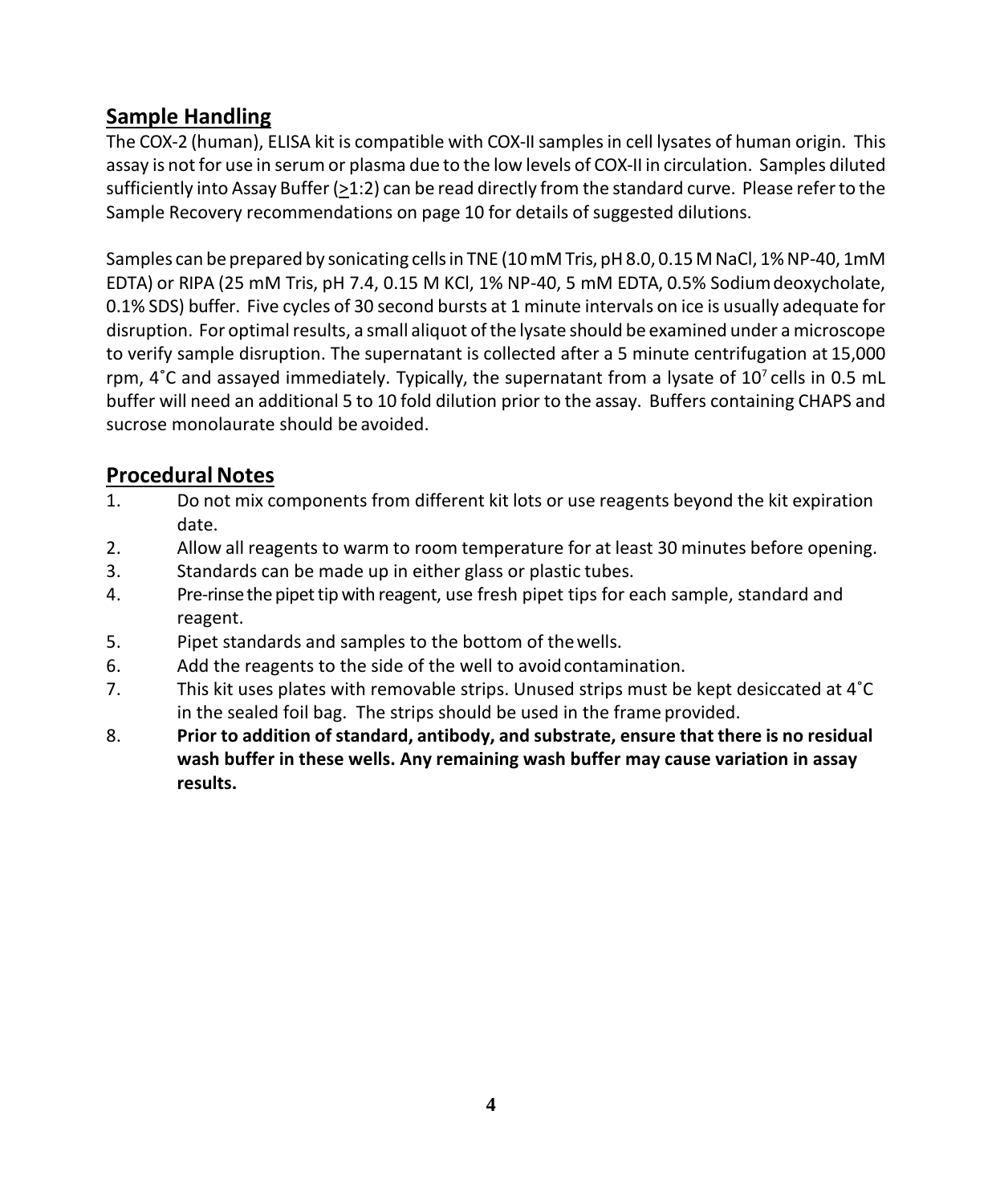## Sample Handling

The COX-2 (human), ELISA kit is compatible with COX-II samples in cell lysates of human origin. This assay is not for use in serum or plasma due to the low levels of COX-II in circulation. Samples diluted sufficiently into Assay Buffer (≥1:2) can be read directly from the standard curve. Please refer to the Sample Recovery recommendations on page 10 for details of suggested dilutions.

Samples can be prepared by sonicating cells in TNE (10 mM Tris, pH 8.0, 0.15 M NaCl, 1% NP-40, 1mM EDTA) or RIPA (25 mM Tris, pH 7.4, 0.15 M KCl, 1% NP-40, 5 mM EDTA, 0.5% Sodium deoxycholate, 0.1% SDS) buffer. Five cycles of 30 second bursts at 1 minute intervals on ice is usually adequate for disruption. For optimal results, a small aliquot of the lysate should be examined under a microscope to verify sample disruption. The supernatant is collected after a 5 minute centrifugation at 15,000 rpm, 4˚C and assayed immediately. Typically, the supernatant from a lysate of $10^7$ cells in 0.5 mL buffer will need an additional 5 to 10 fold dilution prior to the assay. Buffers containing CHAPS and sucrose monolaurate should be avoided.

## Procedural Notes

1. Do not mix components from different kit lots or use reagents beyond the kit expiration date.
2. Allow all reagents to warm to room temperature for at least 30 minutes before opening.
3. Standards can be made up in either glass or plastic tubes.
4. Pre-rinse the pipet tip with reagent, use fresh pipet tips for each sample, standard and reagent.
5. Pipet standards and samples to the bottom of the wells.
6. Add the reagents to the side of the well to avoid contamination.
7. This kit uses plates with removable strips. Unused strips must be kept desiccated at 4˚C in the sealed foil bag. The strips should be used in the frame provided.
8. **Prior to addition of standard, antibody, and substrate, ensure that there is no residual wash buffer in these wells. Any remaining wash buffer may cause variation in assay results.**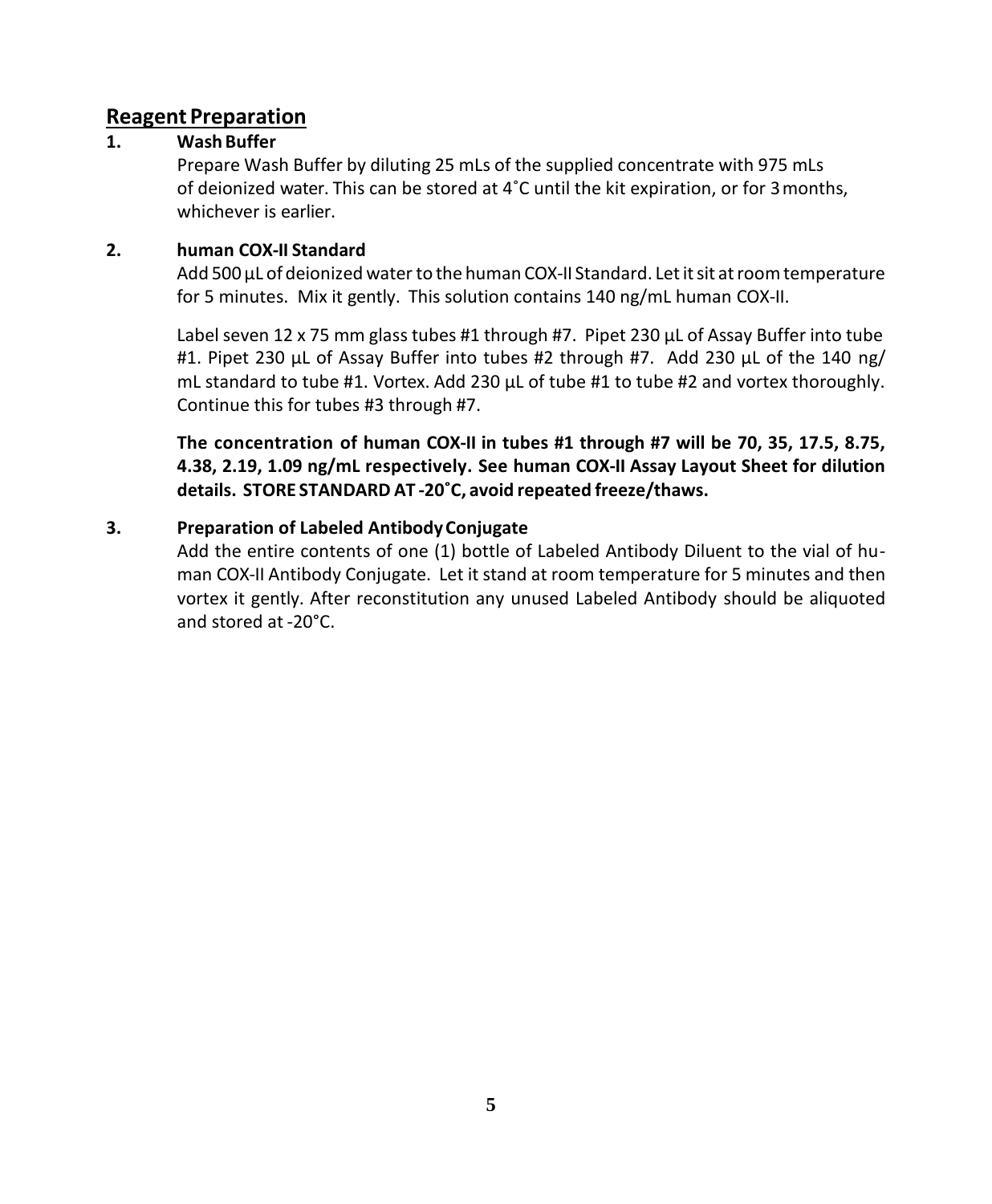## Reagent Preparation

**1. Wash Buffer**

Prepare Wash Buffer by diluting 25 mLs of the supplied concentrate with 975 mLs of deionized water. This can be stored at 4˚C until the kit expiration, or for 3 months, whichever is earlier.

**2. human COX-II Standard**

Add 500 µL of deionized water to the human COX-II Standard. Let it sit at room temperature for 5 minutes. Mix it gently. This solution contains 140 ng/mL human COX-II.

Label seven 12 x 75 mm glass tubes #1 through #7. Pipet 230 µL of Assay Buffer into tube #1. Pipet 230 µL of Assay Buffer into tubes #2 through #7. Add 230 µL of the 140 ng/mL standard to tube #1. Vortex. Add 230 µL of tube #1 to tube #2 and vortex thoroughly. Continue this for tubes #3 through #7.

**The concentration of human COX-II in tubes #1 through #7 will be 70, 35, 17.5, 8.75, 4.38, 2.19, 1.09 ng/mL respectively. See human COX-II Assay Layout Sheet for dilution details. STORE STANDARD AT -20˚C, avoid repeated freeze/thaws.**

**3. Preparation of Labeled Antibody Conjugate**

Add the entire contents of one (1) bottle of Labeled Antibody Diluent to the vial of human COX-II Antibody Conjugate. Let it stand at room temperature for 5 minutes and then vortex it gently. After reconstitution any unused Labeled Antibody should be aliquoted and stored at -20°C.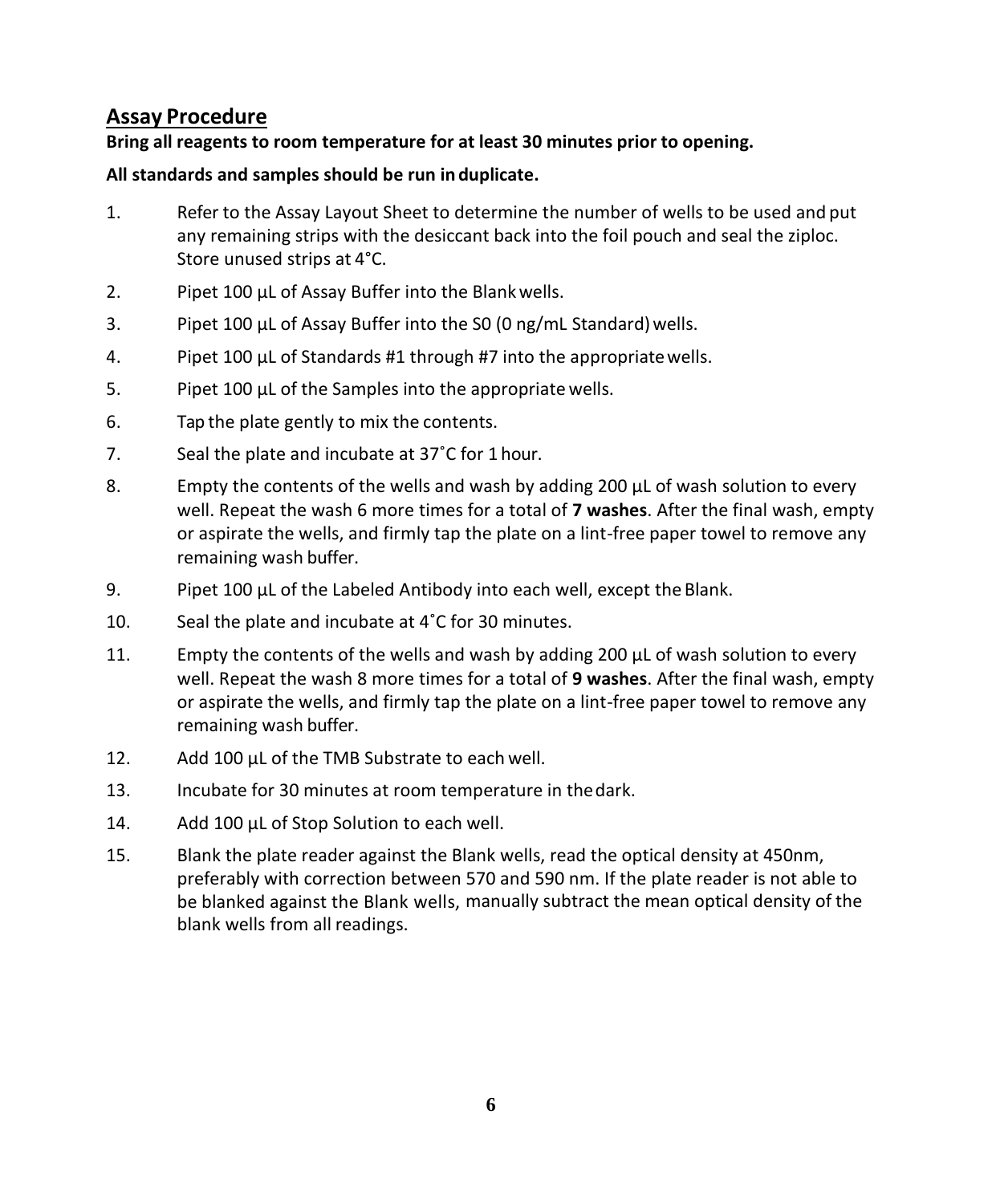## Assay Procedure

**Bring all reagents to room temperature for at least 30 minutes prior to opening.**

**All standards and samples should be run in duplicate.**

1. Refer to the Assay Layout Sheet to determine the number of wells to be used and put any remaining strips with the desiccant back into the foil pouch and seal the ziploc. Store unused strips at 4°C.
2. Pipet 100 µL of Assay Buffer into the Blank wells.
3. Pipet 100 µL of Assay Buffer into the S0 (0 ng/mL Standard) wells.
4. Pipet 100 µL of Standards #1 through #7 into the appropriate wells.
5. Pipet 100 µL of the Samples into the appropriate wells.
6. Tap the plate gently to mix the contents.
7. Seal the plate and incubate at 37˚C for 1 hour.
8. Empty the contents of the wells and wash by adding 200 µL of wash solution to every well. Repeat the wash 6 more times for a total of **7 washes**. After the final wash, empty or aspirate the wells, and firmly tap the plate on a lint-free paper towel to remove any remaining wash buffer.
9. Pipet 100 µL of the Labeled Antibody into each well, except the Blank.
10. Seal the plate and incubate at 4˚C for 30 minutes.
11. Empty the contents of the wells and wash by adding 200 µL of wash solution to every well. Repeat the wash 8 more times for a total of **9 washes**. After the final wash, empty or aspirate the wells, and firmly tap the plate on a lint-free paper towel to remove any remaining wash buffer.
12. Add 100 µL of the TMB Substrate to each well.
13. Incubate for 30 minutes at room temperature in the dark.
14. Add 100 µL of Stop Solution to each well.
15. Blank the plate reader against the Blank wells, read the optical density at 450nm, preferably with correction between 570 and 590 nm. If the plate reader is not able to be blanked against the Blank wells, manually subtract the mean optical density of the blank wells from all readings.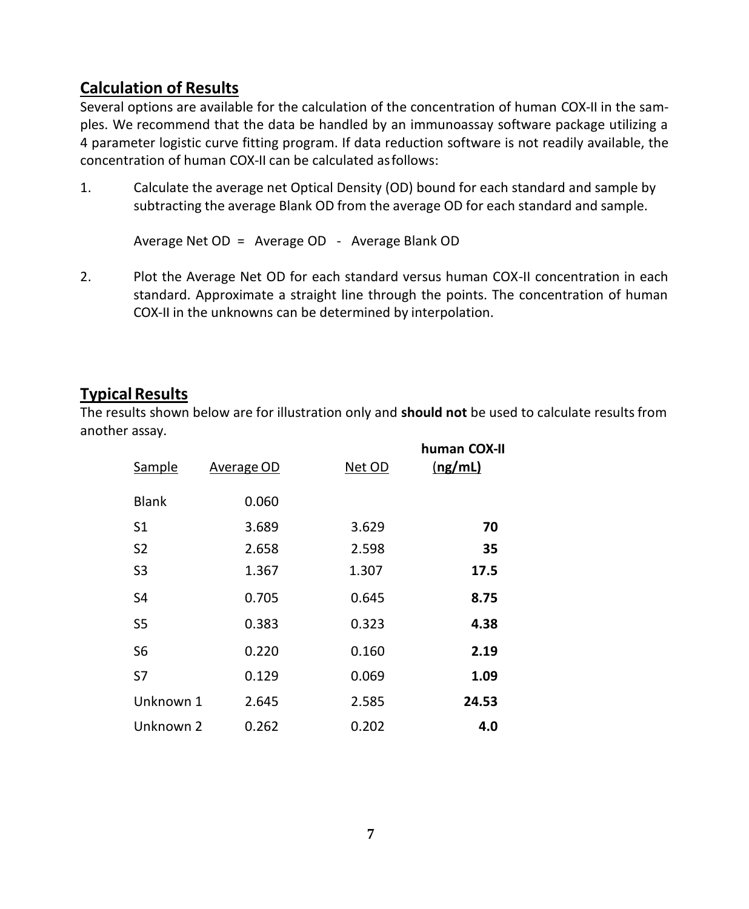## Calculation of Results

Several options are available for the calculation of the concentration of human COX-II in the samples. We recommend that the data be handled by an immunoassay software package utilizing a 4 parameter logistic curve fitting program. If data reduction software is not readily available, the concentration of human COX-II can be calculated as follows:

1. Calculate the average net Optical Density (OD) bound for each standard and sample by subtracting the average Blank OD from the average OD for each standard and sample.

   Average Net OD = Average OD - Average Blank OD

2. Plot the Average Net OD for each standard versus human COX-II concentration in each standard. Approximate a straight line through the points. The concentration of human COX-II in the unknowns can be determined by interpolation.

## Typical Results

The results shown below are for illustration only and **should not** be used to calculate results from another assay.

| Sample | Average OD | Net OD | human COX-II (ng/mL) |
|---|---|---|---|
| Blank | 0.060 | | |
| S1 | 3.689 | 3.629 | **70** |
| S2 | 2.658 | 2.598 | **35** |
| S3 | 1.367 | 1.307 | **17.5** |
| S4 | 0.705 | 0.645 | **8.75** |
| S5 | 0.383 | 0.323 | **4.38** |
| S6 | 0.220 | 0.160 | **2.19** |
| S7 | 0.129 | 0.069 | **1.09** |
| Unknown 1 | 2.645 | 2.585 | **24.53** |
| Unknown 2 | 0.262 | 0.202 | **4.0** |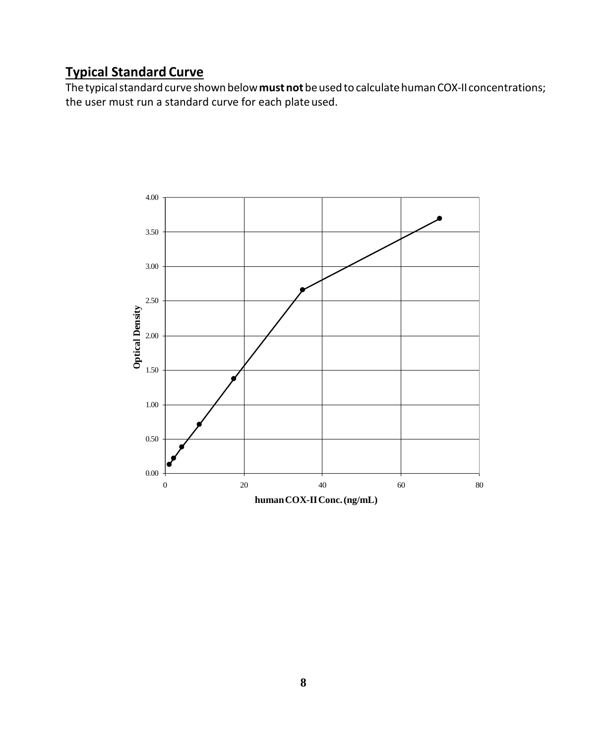## Typical Standard Curve

The typical standard curve shown below **must not** be used to calculate human COX-II concentrations; the user must run a standard curve for each plate used.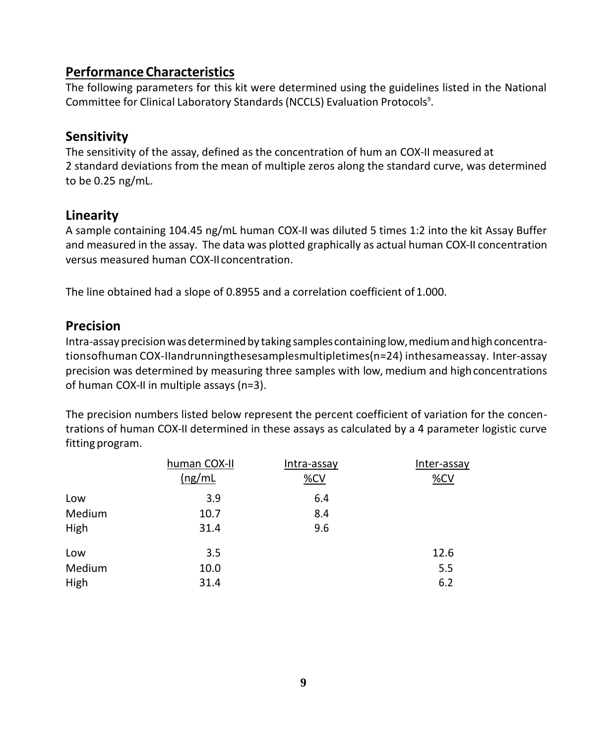## Performance Characteristics

The following parameters for this kit were determined using the guidelines listed in the National Committee for Clinical Laboratory Standards (NCCLS) Evaluation Protocols[9].

### Sensitivity

The sensitivity of the assay, defined as the concentration of hum an COX-II measured at 2 standard deviations from the mean of multiple zeros along the standard curve, was determined to be 0.25 ng/mL.

### Linearity

A sample containing 104.45 ng/mL human COX-II was diluted 5 times 1:2 into the kit Assay Buffer and measured in the assay. The data was plotted graphically as actual human COX-II concentration versus measured human COX-II concentration.

The line obtained had a slope of 0.8955 and a correlation coefficient of 1.000.

### Precision

Intra-assay precision was determined by taking samples containing low, medium and high concentrations of human COX-II and running these samples multiple times (n=24) in the same assay. Inter-assay precision was determined by measuring three samples with low, medium and high concentrations of human COX-II in multiple assays (n=3).

The precision numbers listed below represent the percent coefficient of variation for the concentrations of human COX-II determined in these assays as calculated by a 4 parameter logistic curve fitting program.

| | human COX-II (ng/mL | Intra-assay %CV | Inter-assay %CV |
|---|---|---|---|
| Low | 3.9 | 6.4 | |
| Medium | 10.7 | 8.4 | |
| High | 31.4 | 9.6 | |
| Low | 3.5 | | 12.6 |
| Medium | 10.0 | | 5.5 |
| High | 31.4 | | 6.2 |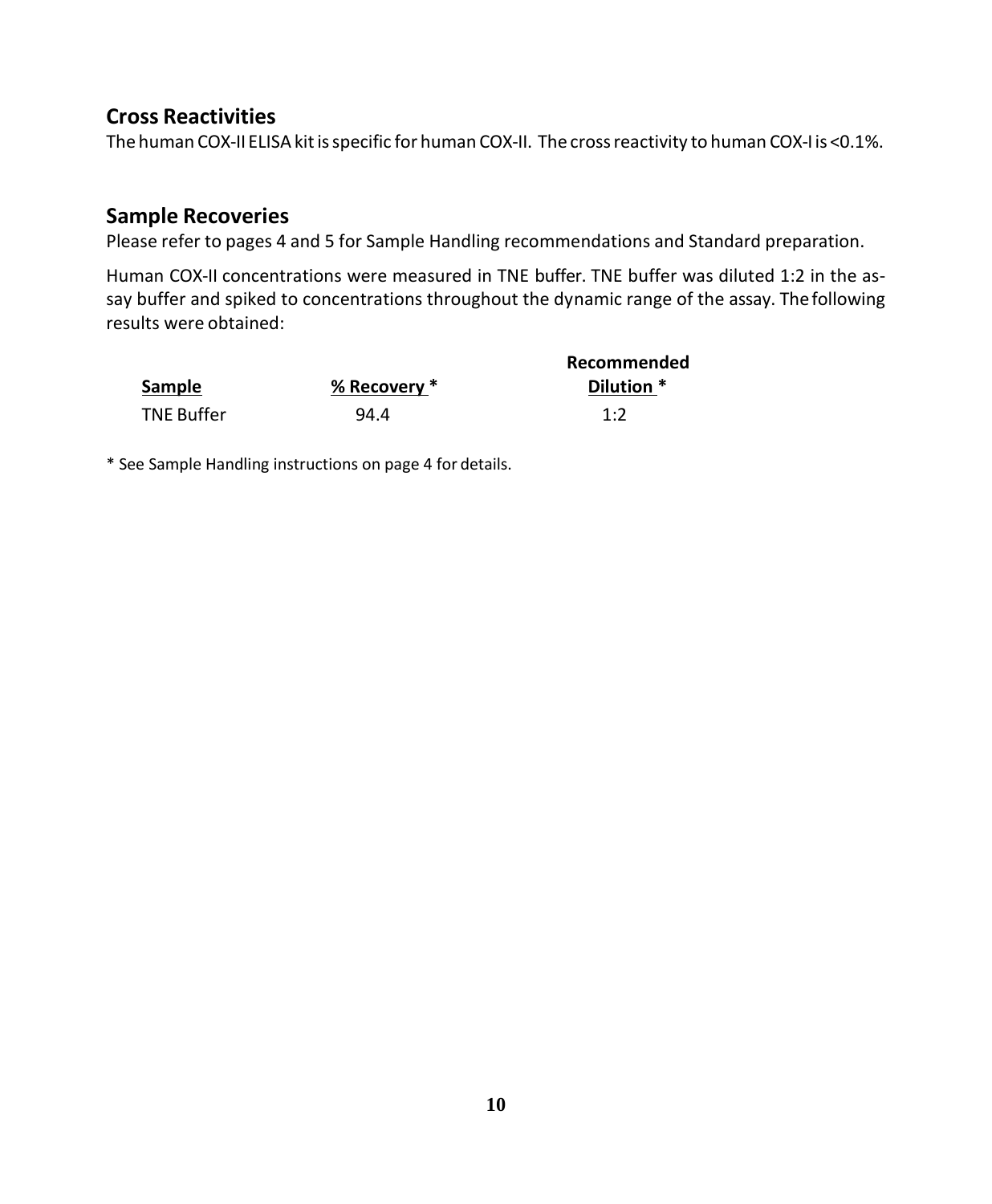## Cross Reactivities

The human COX-II ELISA kit is specific for human COX-II. The cross reactivity to human COX-I is <0.1%.

## Sample Recoveries

Please refer to pages 4 and 5 for Sample Handling recommendations and Standard preparation.

Human COX-II concentrations were measured in TNE buffer. TNE buffer was diluted 1:2 in the assay buffer and spiked to concentrations throughout the dynamic range of the assay. The following results were obtained:

| Sample | % Recovery * | Recommended Dilution * |
|---|---|---|
| TNE Buffer | 94.4 | 1:2 |

* See Sample Handling instructions on page 4 for details.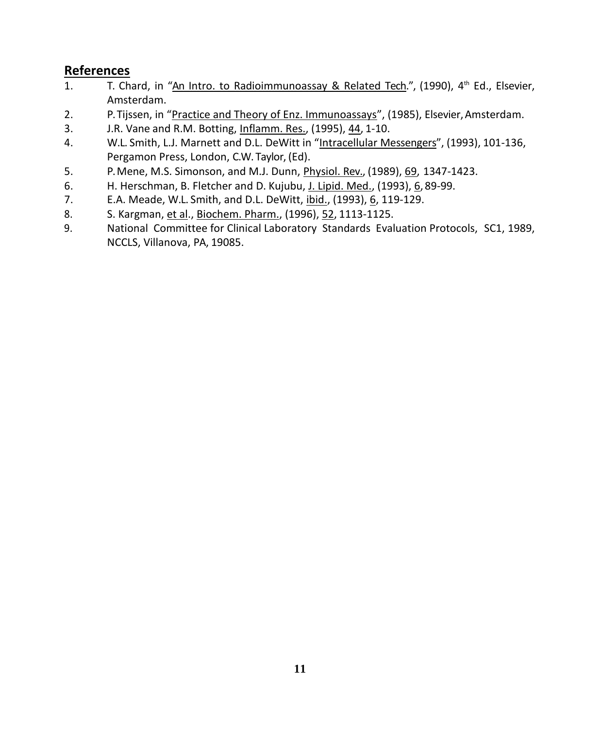## References

1. T. Chard, in "An Intro. to Radioimmunoassay & Related Tech.", (1990), 4th Ed., Elsevier, Amsterdam.
2. P. Tijssen, in "Practice and Theory of Enz. Immunoassays", (1985), Elsevier, Amsterdam.
3. J.R. Vane and R.M. Botting, Inflamm. Res., (1995), 44, 1-10.
4. W.L. Smith, L.J. Marnett and D.L. DeWitt in "Intracellular Messengers", (1993), 101-136, Pergamon Press, London, C.W. Taylor, (Ed).
5. P. Mene, M.S. Simonson, and M.J. Dunn, Physiol. Rev., (1989), 69, 1347-1423.
6. H. Herschman, B. Fletcher and D. Kujubu, J. Lipid. Med., (1993), 6, 89-99.
7. E.A. Meade, W.L. Smith, and D.L. DeWitt, ibid., (1993), 6, 119-129.
8. S. Kargman, et al., Biochem. Pharm., (1996), 52, 1113-1125.
9. National Committee for Clinical Laboratory Standards Evaluation Protocols, SC1, 1989, NCCLS, Villanova, PA, 19085.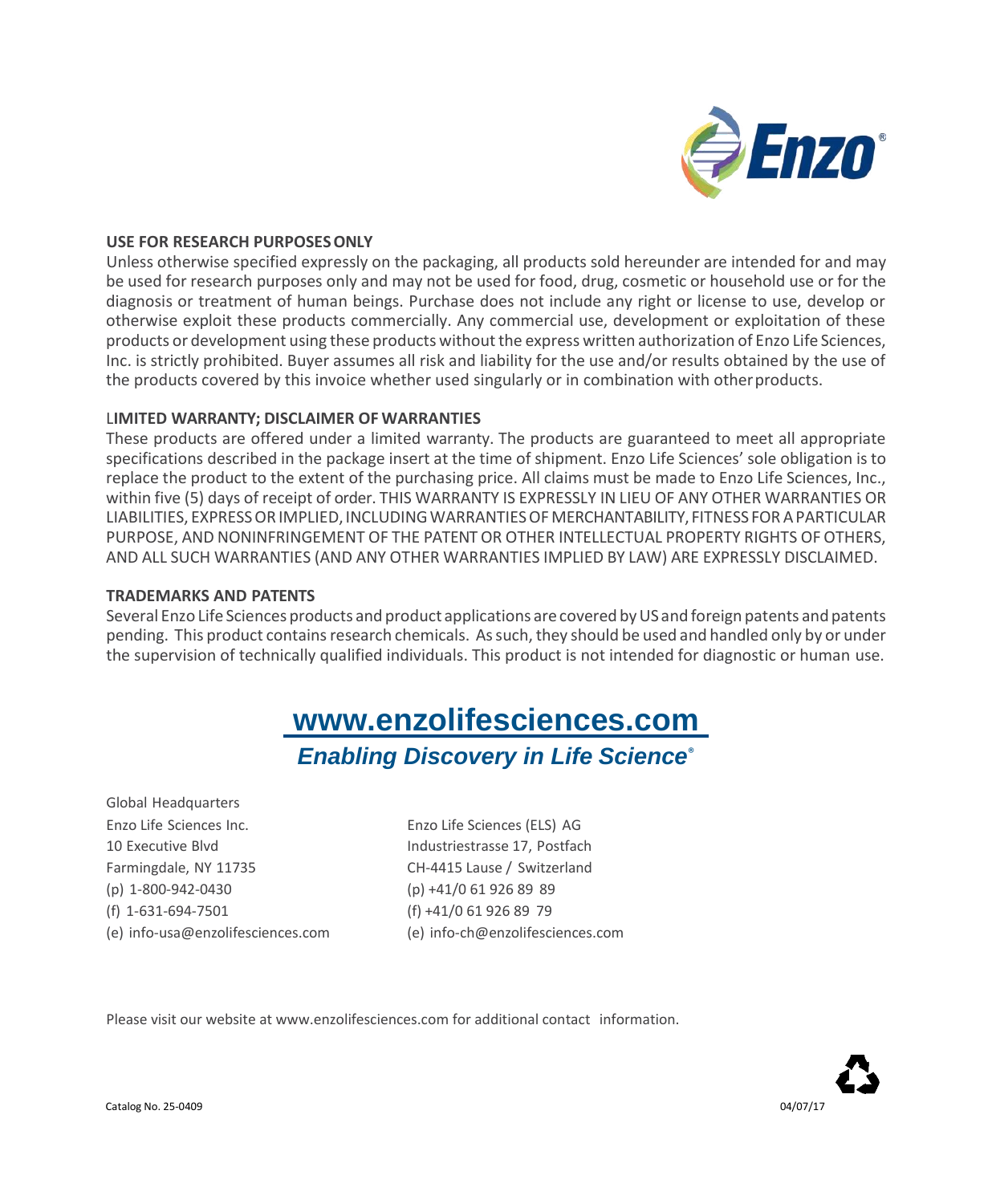### USE FOR RESEARCH PURPOSES ONLY

Unless otherwise specified expressly on the packaging, all products sold hereunder are intended for and may be used for research purposes only and may not be used for food, drug, cosmetic or household use or for the diagnosis or treatment of human beings. Purchase does not include any right or license to use, develop or otherwise exploit these products commercially. Any commercial use, development or exploitation of these products or development using these products without the express written authorization of Enzo Life Sciences, Inc. is strictly prohibited. Buyer assumes all risk and liability for the use and/or results obtained by the use of the products covered by this invoice whether used singularly or in combination with other products.

### LIMITED WARRANTY; DISCLAIMER OF WARRANTIES

These products are offered under a limited warranty. The products are guaranteed to meet all appropriate specifications described in the package insert at the time of shipment. Enzo Life Sciences' sole obligation is to replace the product to the extent of the purchasing price. All claims must be made to Enzo Life Sciences, Inc., within five (5) days of receipt of order. THIS WARRANTY IS EXPRESSLY IN LIEU OF ANY OTHER WARRANTIES OR LIABILITIES, EXPRESS OR IMPLIED, INCLUDING WARRANTIES OF MERCHANTABILITY, FITNESS FOR A PARTICULAR PURPOSE, AND NONINFRINGEMENT OF THE PATENT OR OTHER INTELLECTUAL PROPERTY RIGHTS OF OTHERS, AND ALL SUCH WARRANTIES (AND ANY OTHER WARRANTIES IMPLIED BY LAW) ARE EXPRESSLY DISCLAIMED.

### TRADEMARKS AND PATENTS

Several Enzo Life Sciences products and product applications are covered by US and foreign patents and patents pending. This product contains research chemicals. As such, they should be used and handled only by or under the supervision of technically qualified individuals. This product is not intended for diagnostic or human use.

## www.enzolifesciences.com

***Enabling Discovery in Life Science®***

Global Headquarters
Enzo Life Sciences Inc.
10 Executive Blvd
Farmingdale, NY 11735
(p) 1-800-942-0430
(f) 1-631-694-7501
(e) info-usa@enzolifesciences.com

Enzo Life Sciences (ELS) AG
Industriestrasse 17, Postfach
CH-4415 Lause / Switzerland
(p) +41/0 61 926 89 89
(f) +41/0 61 926 89 79
(e) info-ch@enzolifesciences.com

Please visit our website at www.enzolifesciences.com for additional contact information.

Catalog No. 25-0409

04/07/17